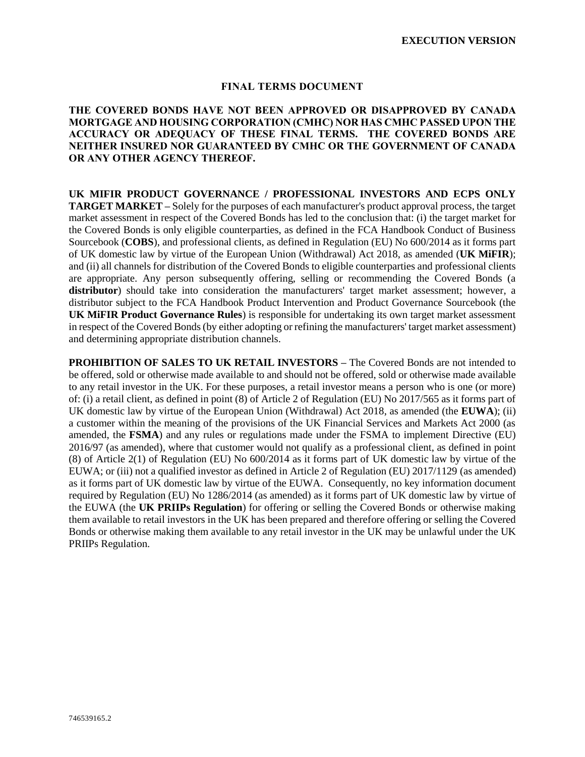**EXECUTION VERSION**

# FINAL TERMS DOCUMENT

**THE COVERED BONDS HAVE NOT BEEN APPROVED OR DISAPPROVED BY CANADA MORTGAGE AND HOUSING CORPORATION (CMHC) NOR HAS CMHC PASSED UPON THE ACCURACY OR ADEQUACY OF THESE FINAL TERMS. THE COVERED BONDS ARE NEITHER INSURED NOR GUARANTEED BY CMHC OR THE GOVERNMENT OF CANADA OR ANY OTHER AGENCY THEREOF.**

**UK MIFIR PRODUCT GOVERNANCE / PROFESSIONAL INVESTORS AND ECPS ONLY TARGET MARKET –** Solely for the purposes of each manufacturer's product approval process, the target market assessment in respect of the Covered Bonds has led to the conclusion that: (i) the target market for the Covered Bonds is only eligible counterparties, as defined in the FCA Handbook Conduct of Business Sourcebook (**COBS**), and professional clients, as defined in Regulation (EU) No 600/2014 as it forms part of UK domestic law by virtue of the European Union (Withdrawal) Act 2018, as amended (**UK MiFIR**); and (ii) all channels for distribution of the Covered Bonds to eligible counterparties and professional clients are appropriate. Any person subsequently offering, selling or recommending the Covered Bonds (a **distributor**) should take into consideration the manufacturers' target market assessment; however, a distributor subject to the FCA Handbook Product Intervention and Product Governance Sourcebook (the **UK MiFIR Product Governance Rules**) is responsible for undertaking its own target market assessment in respect of the Covered Bonds (by either adopting or refining the manufacturers' target market assessment) and determining appropriate distribution channels.

**PROHIBITION OF SALES TO UK RETAIL INVESTORS –** The Covered Bonds are not intended to be offered, sold or otherwise made available to and should not be offered, sold or otherwise made available to any retail investor in the UK. For these purposes, a retail investor means a person who is one (or more) of: (i) a retail client, as defined in point (8) of Article 2 of Regulation (EU) No 2017/565 as it forms part of UK domestic law by virtue of the European Union (Withdrawal) Act 2018, as amended (the **EUWA**); (ii) a customer within the meaning of the provisions of the UK Financial Services and Markets Act 2000 (as amended, the **FSMA**) and any rules or regulations made under the FSMA to implement Directive (EU) 2016/97 (as amended), where that customer would not qualify as a professional client, as defined in point (8) of Article 2(1) of Regulation (EU) No 600/2014 as it forms part of UK domestic law by virtue of the EUWA; or (iii) not a qualified investor as defined in Article 2 of Regulation (EU) 2017/1129 (as amended) as it forms part of UK domestic law by virtue of the EUWA. Consequently, no key information document required by Regulation (EU) No 1286/2014 (as amended) as it forms part of UK domestic law by virtue of the EUWA (the **UK PRIIPs Regulation**) for offering or selling the Covered Bonds or otherwise making them available to retail investors in the UK has been prepared and therefore offering or selling the Covered Bonds or otherwise making them available to any retail investor in the UK may be unlawful under the UK PRIIPs Regulation.

746539165.2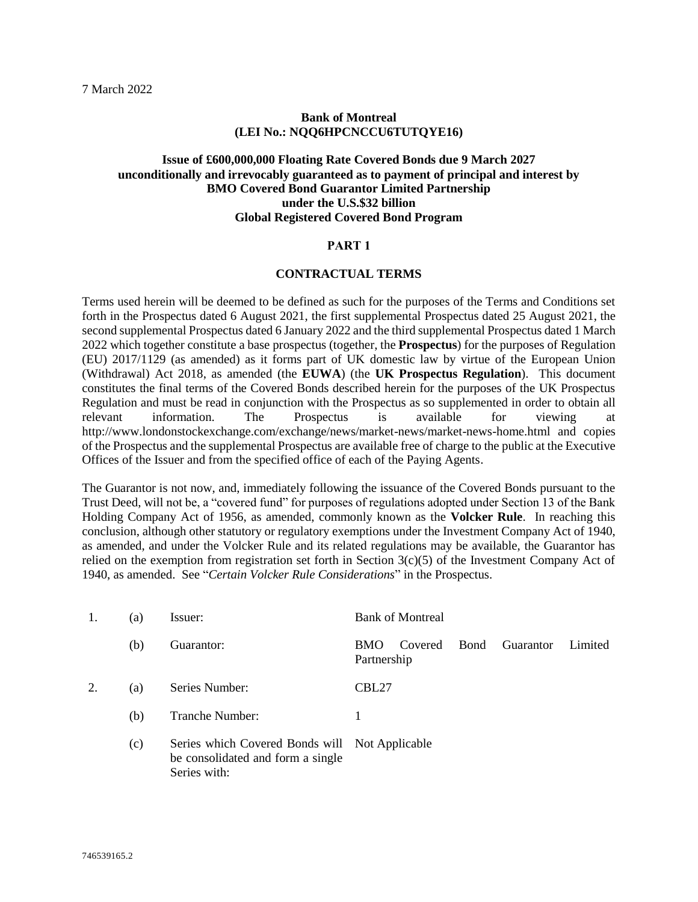7 March 2022

**Bank of Montreal**
**(LEI No.: NQQ6HPCNCCU6TUTQYE16)**

**Issue of £600,000,000 Floating Rate Covered Bonds due 9 March 2027 unconditionally and irrevocably guaranteed as to payment of principal and interest by BMO Covered Bond Guarantor Limited Partnership under the U.S.$32 billion Global Registered Covered Bond Program**

## PART 1

## CONTRACTUAL TERMS

Terms used herein will be deemed to be defined as such for the purposes of the Terms and Conditions set forth in the Prospectus dated 6 August 2021, the first supplemental Prospectus dated 25 August 2021, the second supplemental Prospectus dated 6 January 2022 and the third supplemental Prospectus dated 1 March 2022 which together constitute a base prospectus (together, the **Prospectus**) for the purposes of Regulation (EU) 2017/1129 (as amended) as it forms part of UK domestic law by virtue of the European Union (Withdrawal) Act 2018, as amended (the **EUWA**) (the **UK Prospectus Regulation**). This document constitutes the final terms of the Covered Bonds described herein for the purposes of the UK Prospectus Regulation and must be read in conjunction with the Prospectus as so supplemented in order to obtain all relevant information. The Prospectus is available for viewing at http://www.londonstockexchange.com/exchange/news/market-news/market-news-home.html and copies of the Prospectus and the supplemental Prospectus are available free of charge to the public at the Executive Offices of the Issuer and from the specified office of each of the Paying Agents.

The Guarantor is not now, and, immediately following the issuance of the Covered Bonds pursuant to the Trust Deed, will not be, a "covered fund" for purposes of regulations adopted under Section 13 of the Bank Holding Company Act of 1956, as amended, commonly known as the **Volcker Rule**. In reaching this conclusion, although other statutory or regulatory exemptions under the Investment Company Act of 1940, as amended, and under the Volcker Rule and its related regulations may be available, the Guarantor has relied on the exemption from registration set forth in Section 3(c)(5) of the Investment Company Act of 1940, as amended. See "*Certain Volcker Rule Considerations*" in the Prospectus.

| | | | |
|---|---|---|---|
| 1. | (a) | Issuer: | Bank of Montreal |
| | (b) | Guarantor: | BMO Covered Bond Guarantor Limited Partnership |
| 2. | (a) | Series Number: | CBL27 |
| | (b) | Tranche Number: | 1 |
| | (c) | Series which Covered Bonds will be consolidated and form a single Series with: | Not Applicable |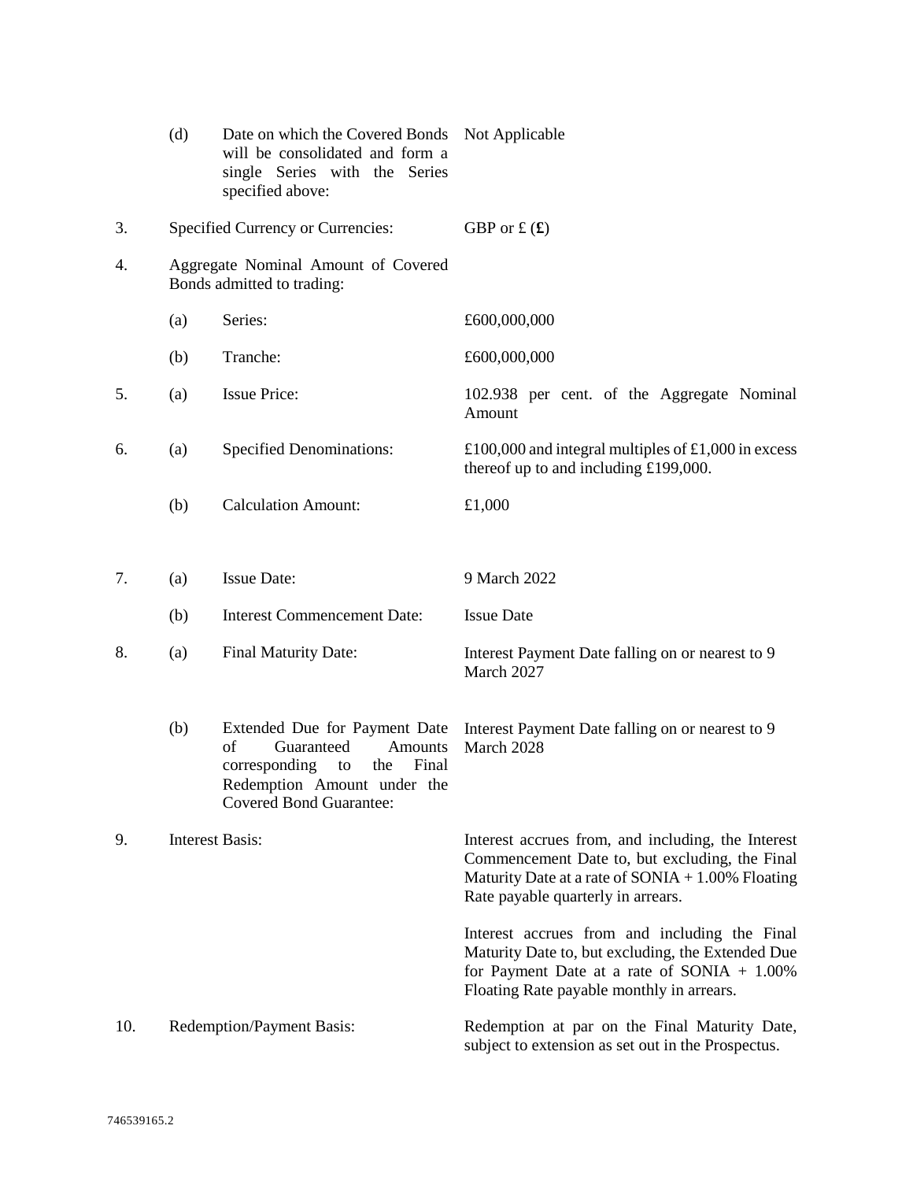| | | | |
|---|---|---|---|
| | (d) | Date on which the Covered Bonds will be consolidated and form a single Series with the Series specified above: | Not Applicable |
| 3. | Specified Currency or Currencies: | | GBP or £ (**£**) |
| 4. | Aggregate Nominal Amount of Covered Bonds admitted to trading: | | |
| | (a) | Series: | £600,000,000 |
| | (b) | Tranche: | £600,000,000 |
| 5. | (a) | Issue Price: | 102.938 per cent. of the Aggregate Nominal Amount |
| 6. | (a) | Specified Denominations: | £100,000 and integral multiples of £1,000 in excess thereof up to and including £199,000. |
| | (b) | Calculation Amount: | £1,000 |
| 7. | (a) | Issue Date: | 9 March 2022 |
| | (b) | Interest Commencement Date: | Issue Date |
| 8. | (a) | Final Maturity Date: | Interest Payment Date falling on or nearest to 9 March 2027 |
| | (b) | Extended Due for Payment Date of Guaranteed Amounts corresponding to the Final Redemption Amount under the Covered Bond Guarantee: | Interest Payment Date falling on or nearest to 9 March 2028 |
| 9. | Interest Basis: | | Interest accrues from, and including, the Interest Commencement Date to, but excluding, the Final Maturity Date at a rate of SONIA + 1.00% Floating Rate payable quarterly in arrears.<br><br>Interest accrues from and including the Final Maturity Date to, but excluding, the Extended Due for Payment Date at a rate of SONIA + 1.00% Floating Rate payable monthly in arrears. |
| 10. | Redemption/Payment Basis: | | Redemption at par on the Final Maturity Date, subject to extension as set out in the Prospectus. |

746539165.2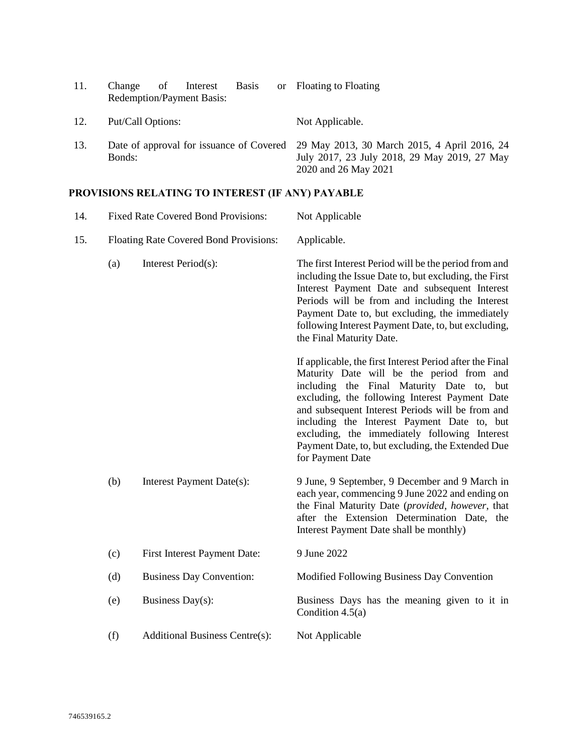| | | | |
|---|---|---|---|
| 11. | Change of Interest Basis or Redemption/Payment Basis: | | Floating to Floating |
| 12. | Put/Call Options: | | Not Applicable. |
| 13. | Date of approval for issuance of Covered Bonds: | | 29 May 2013, 30 March 2015, 4 April 2016, 24 July 2017, 23 July 2018, 29 May 2019, 27 May 2020 and 26 May 2021 |

**PROVISIONS RELATING TO INTEREST (IF ANY) PAYABLE**

| | | | |
|---|---|---|---|
| 14. | Fixed Rate Covered Bond Provisions: | | Not Applicable |
| 15. | Floating Rate Covered Bond Provisions: | | Applicable. |
| | (a) | Interest Period(s): | The first Interest Period will be the period from and including the Issue Date to, but excluding, the First Interest Payment Date and subsequent Interest Periods will be from and including the Interest Payment Date to, but excluding, the immediately following Interest Payment Date, to, but excluding, the Final Maturity Date.<br><br>If applicable, the first Interest Period after the Final Maturity Date will be the period from and including the Final Maturity Date to, but excluding, the following Interest Payment Date and subsequent Interest Periods will be from and including the Interest Payment Date to, but excluding, the immediately following Interest Payment Date, to, but excluding, the Extended Due for Payment Date |
| | (b) | Interest Payment Date(s): | 9 June, 9 September, 9 December and 9 March in each year, commencing 9 June 2022 and ending on the Final Maturity Date (*provided*, *however*, that after the Extension Determination Date, the Interest Payment Date shall be monthly) |
| | (c) | First Interest Payment Date: | 9 June 2022 |
| | (d) | Business Day Convention: | Modified Following Business Day Convention |
| | (e) | Business Day(s): | Business Days has the meaning given to it in Condition 4.5(a) |
| | (f) | Additional Business Centre(s): | Not Applicable |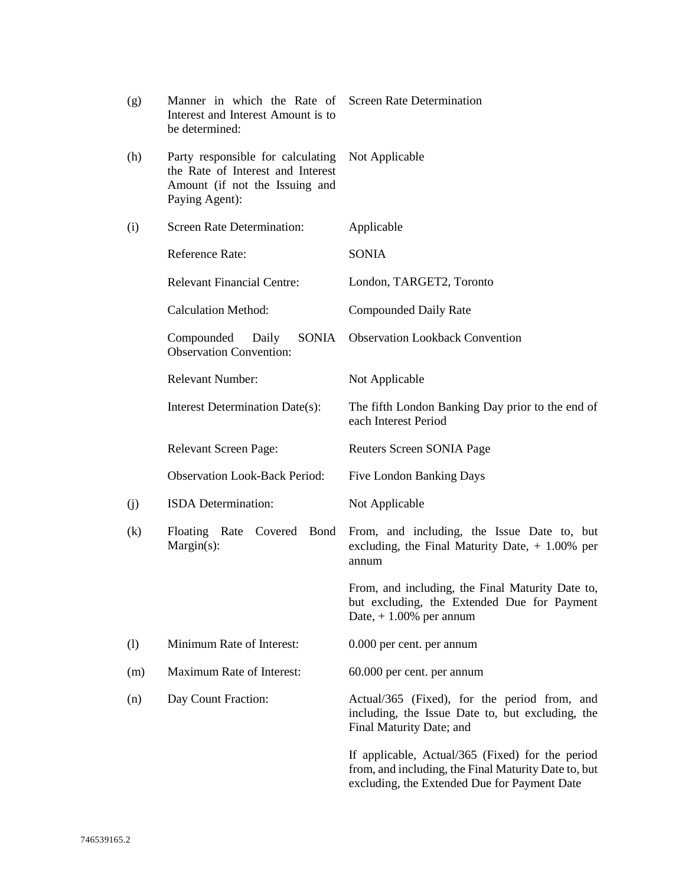| | | |
|---|---|---|
| (g) | Manner in which the Rate of Interest and Interest Amount is to be determined: | Screen Rate Determination |
| (h) | Party responsible for calculating the Rate of Interest and Interest Amount (if not the Issuing and Paying Agent): | Not Applicable |
| (i) | Screen Rate Determination: | Applicable |
| | Reference Rate: | SONIA |
| | Relevant Financial Centre: | London, TARGET2, Toronto |
| | Calculation Method: | Compounded Daily Rate |
| | Compounded Daily SONIA Observation Convention: | Observation Lookback Convention |
| | Relevant Number: | Not Applicable |
| | Interest Determination Date(s): | The fifth London Banking Day prior to the end of each Interest Period |
| | Relevant Screen Page: | Reuters Screen SONIA Page |
| | Observation Look-Back Period: | Five London Banking Days |
| (j) | ISDA Determination: | Not Applicable |
| (k) | Floating Rate Covered Bond Margin(s): | From, and including, the Issue Date to, but excluding, the Final Maturity Date, + 1.00% per annum<br><br>From, and including, the Final Maturity Date to, but excluding, the Extended Due for Payment Date, + 1.00% per annum |
| (l) | Minimum Rate of Interest: | 0.000 per cent. per annum |
| (m) | Maximum Rate of Interest: | 60.000 per cent. per annum |
| (n) | Day Count Fraction: | Actual/365 (Fixed), for the period from, and including, the Issue Date to, but excluding, the Final Maturity Date; and<br><br>If applicable, Actual/365 (Fixed) for the period from, and including, the Final Maturity Date to, but excluding, the Extended Due for Payment Date |

746539165.2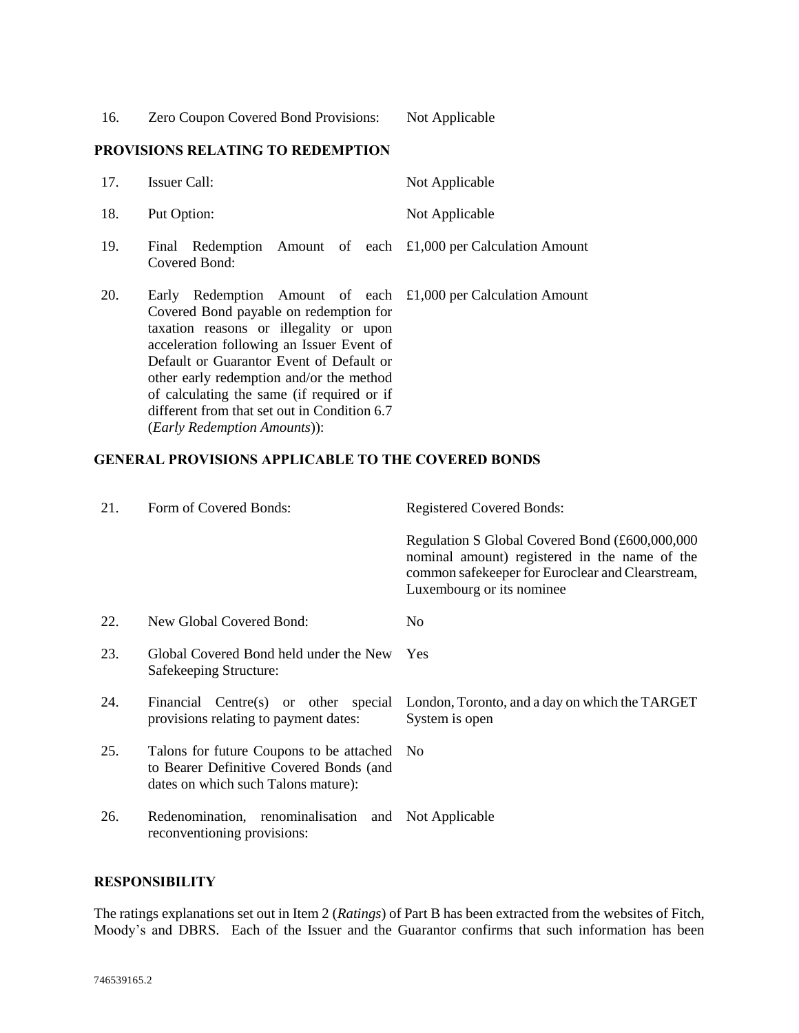| | | |
|---|---|---|
| 16. | Zero Coupon Covered Bond Provisions: | Not Applicable |

**PROVISIONS RELATING TO REDEMPTION**

| | | |
|---|---|---|
| 17. | Issuer Call: | Not Applicable |
| 18. | Put Option: | Not Applicable |
| 19. | Final Redemption Amount of each Covered Bond: | £1,000 per Calculation Amount |
| 20. | Early Redemption Amount of each Covered Bond payable on redemption for taxation reasons or illegality or upon acceleration following an Issuer Event of Default or Guarantor Event of Default or other early redemption and/or the method of calculating the same (if required or if different from that set out in Condition 6.7 (*Early Redemption Amounts*)): | £1,000 per Calculation Amount |

**GENERAL PROVISIONS APPLICABLE TO THE COVERED BONDS**

| | | |
|---|---|---|
| 21. | Form of Covered Bonds: | Registered Covered Bonds:<br><br>Regulation S Global Covered Bond (£600,000,000 nominal amount) registered in the name of the common safekeeper for Euroclear and Clearstream, Luxembourg or its nominee |
| 22. | New Global Covered Bond: | No |
| 23. | Global Covered Bond held under the New Safekeeping Structure: | Yes |
| 24. | Financial Centre(s) or other special provisions relating to payment dates: | London, Toronto, and a day on which the TARGET System is open |
| 25. | Talons for future Coupons to be attached to Bearer Definitive Covered Bonds (and dates on which such Talons mature): | No |
| 26. | Redenomination, renominalisation and reconventioning provisions: | Not Applicable |

**RESPONSIBILITY**

The ratings explanations set out in Item 2 (*Ratings*) of Part B has been extracted from the websites of Fitch, Moody's and DBRS. Each of the Issuer and the Guarantor confirms that such information has been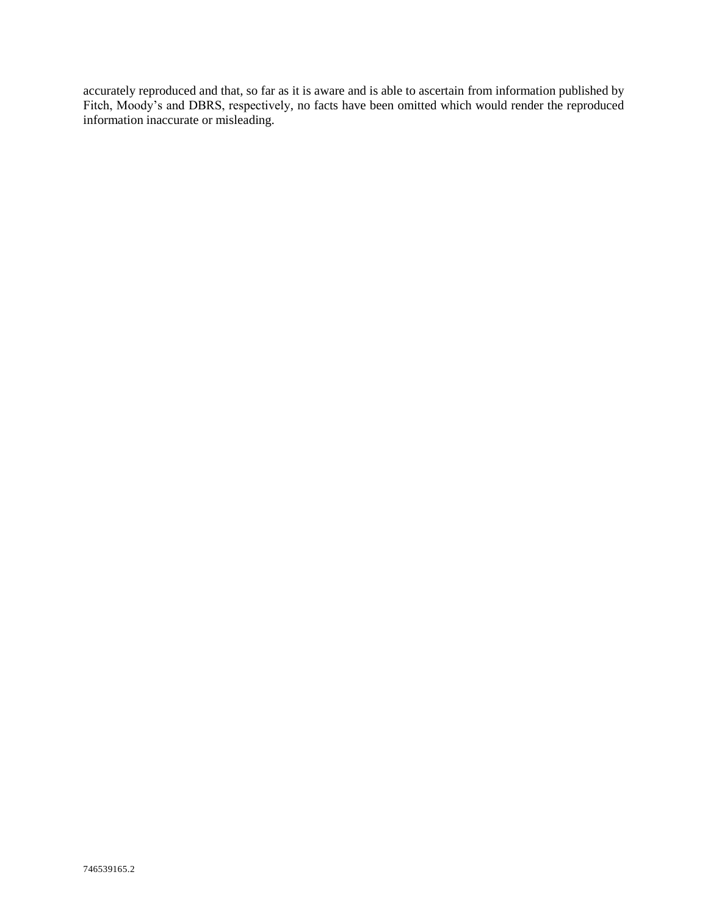accurately reproduced and that, so far as it is aware and is able to ascertain from information published by Fitch, Moody's and DBRS, respectively, no facts have been omitted which would render the reproduced information inaccurate or misleading.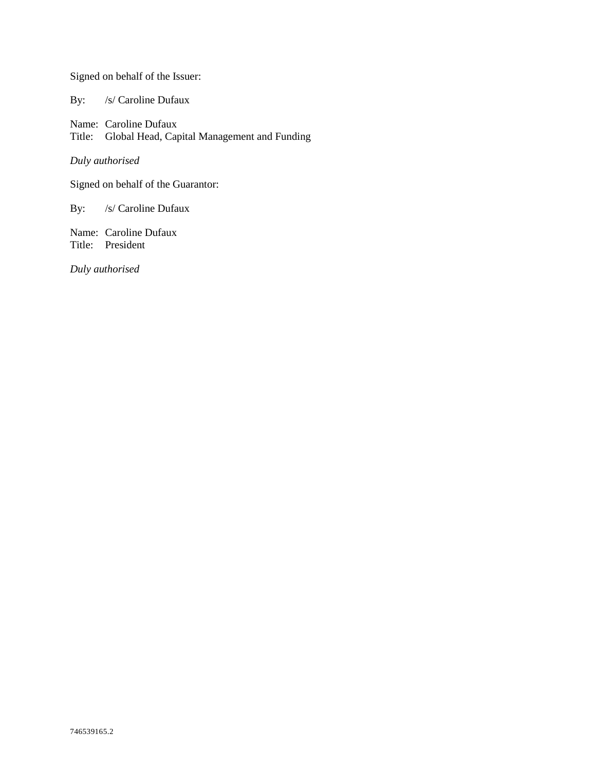Signed on behalf of the Issuer:

By: /s/ Caroline Dufaux

Name: Caroline Dufaux
Title: Global Head, Capital Management and Funding

*Duly authorised*

Signed on behalf of the Guarantor:

By: /s/ Caroline Dufaux

Name: Caroline Dufaux
Title: President

*Duly authorised*

746539165.2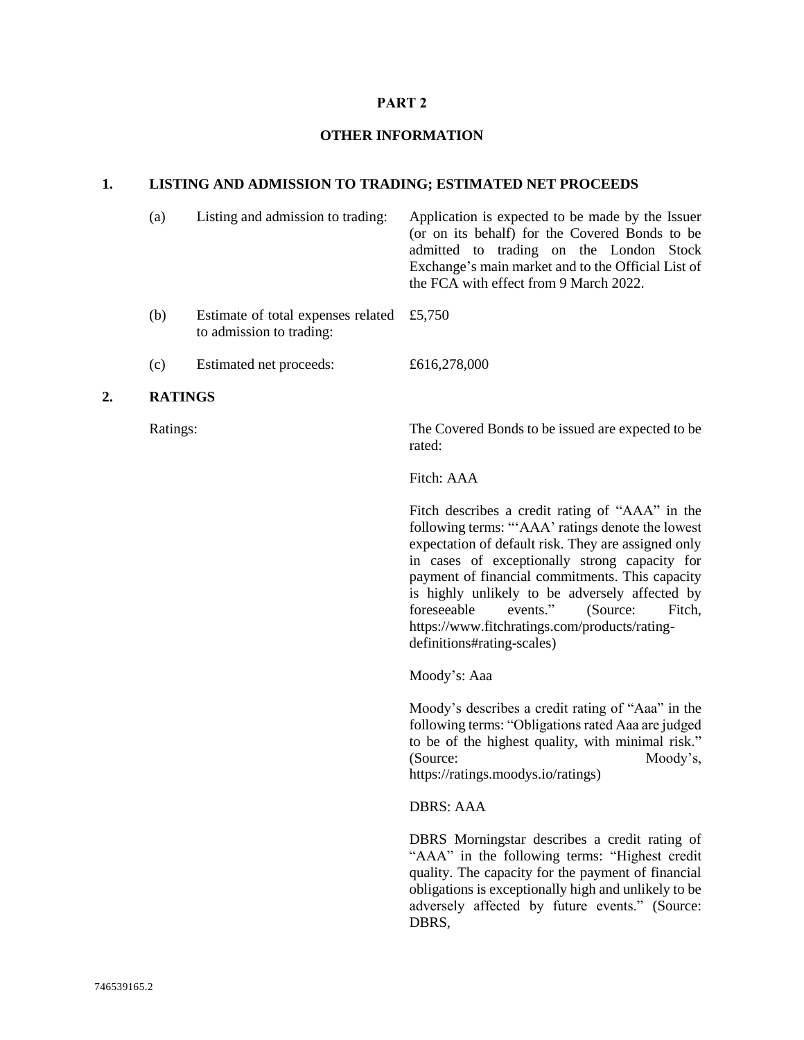# PART 2

## OTHER INFORMATION

### 1. LISTING AND ADMISSION TO TRADING; ESTIMATED NET PROCEEDS

| | | |
|---|---|---|
| (a) | Listing and admission to trading: | Application is expected to be made by the Issuer (or on its behalf) for the Covered Bonds to be admitted to trading on the London Stock Exchange's main market and to the Official List of the FCA with effect from 9 March 2022. |
| (b) | Estimate of total expenses related to admission to trading: | £5,750 |
| (c) | Estimated net proceeds: | £616,278,000 |

### 2. RATINGS

Ratings: The Covered Bonds to be issued are expected to be rated:

Fitch: AAA

Fitch describes a credit rating of "AAA" in the following terms: "'AAA' ratings denote the lowest expectation of default risk. They are assigned only in cases of exceptionally strong capacity for payment of financial commitments. This capacity is highly unlikely to be adversely affected by foreseeable events." (Source: Fitch, https://www.fitchratings.com/products/rating-definitions#rating-scales)

Moody's: Aaa

Moody's describes a credit rating of "Aaa" in the following terms: "Obligations rated Aaa are judged to be of the highest quality, with minimal risk." (Source: Moody's, https://ratings.moodys.io/ratings)

DBRS: AAA

DBRS Morningstar describes a credit rating of "AAA" in the following terms: "Highest credit quality. The capacity for the payment of financial obligations is exceptionally high and unlikely to be adversely affected by future events." (Source: DBRS,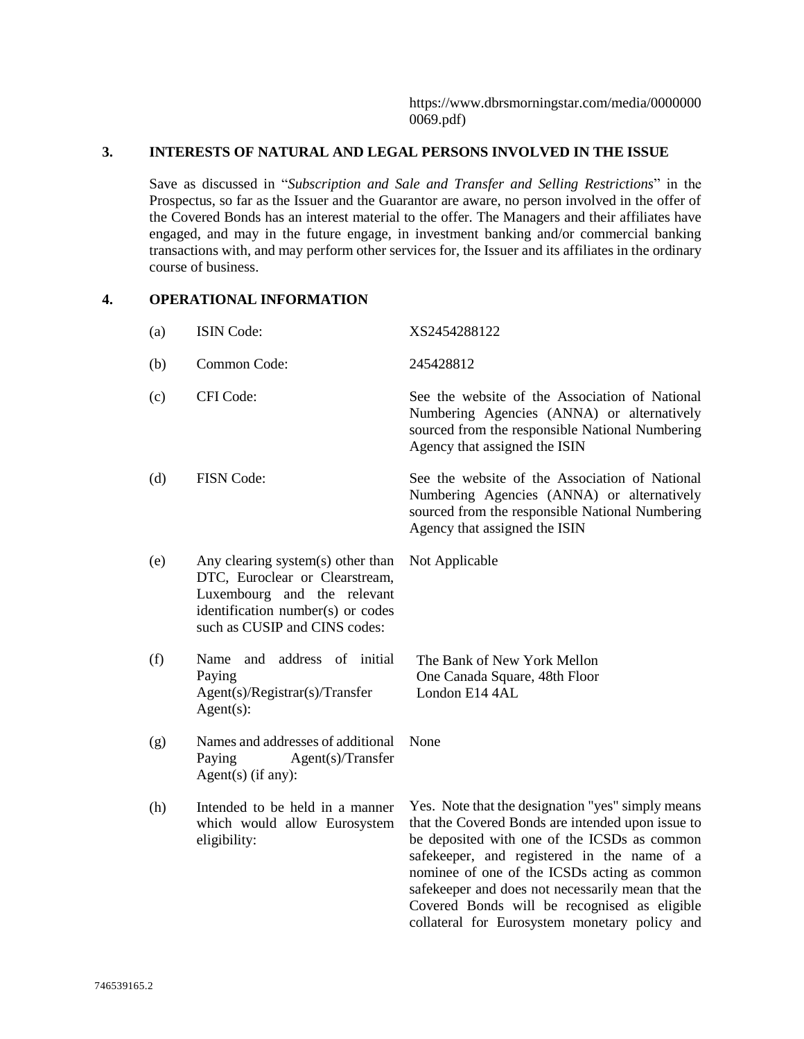https://www.dbrsmorningstar.com/media/00000000069.pdf)

## 3. INTERESTS OF NATURAL AND LEGAL PERSONS INVOLVED IN THE ISSUE

Save as discussed in "*Subscription and Sale and Transfer and Selling Restrictions*" in the Prospectus, so far as the Issuer and the Guarantor are aware, no person involved in the offer of the Covered Bonds has an interest material to the offer. The Managers and their affiliates have engaged, and may in the future engage, in investment banking and/or commercial banking transactions with, and may perform other services for, the Issuer and its affiliates in the ordinary course of business.

## 4. OPERATIONAL INFORMATION

| | | |
|---|---|---|
| (a) | ISIN Code: | XS2454288122 |
| (b) | Common Code: | 245428812 |
| (c) | CFI Code: | See the website of the Association of National Numbering Agencies (ANNA) or alternatively sourced from the responsible National Numbering Agency that assigned the ISIN |
| (d) | FISN Code: | See the website of the Association of National Numbering Agencies (ANNA) or alternatively sourced from the responsible National Numbering Agency that assigned the ISIN |
| (e) | Any clearing system(s) other than DTC, Euroclear or Clearstream, Luxembourg and the relevant identification number(s) or codes such as CUSIP and CINS codes: | Not Applicable |
| (f) | Name and address of initial Paying Agent(s)/Registrar(s)/Transfer Agent(s): | The Bank of New York Mellon<br>One Canada Square, 48th Floor<br>London E14 4AL |
| (g) | Names and addresses of additional Paying Agent(s)/Transfer Agent(s) (if any): | None |
| (h) | Intended to be held in a manner which would allow Eurosystem eligibility: | Yes. Note that the designation "yes" simply means that the Covered Bonds are intended upon issue to be deposited with one of the ICSDs as common safekeeper, and registered in the name of a nominee of one of the ICSDs acting as common safekeeper and does not necessarily mean that the Covered Bonds will be recognised as eligible collateral for Eurosystem monetary policy and |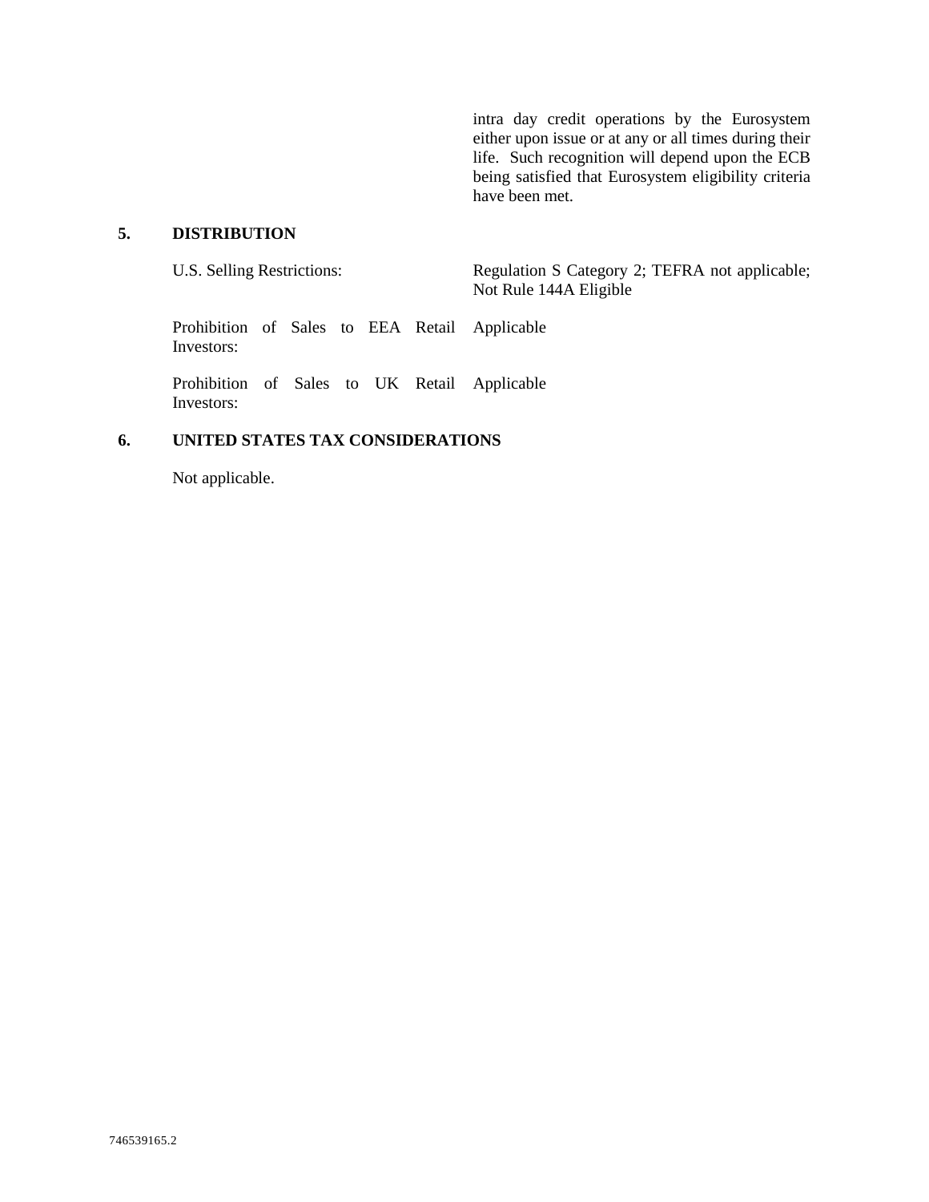intra day credit operations by the Eurosystem either upon issue or at any or all times during their life. Such recognition will depend upon the ECB being satisfied that Eurosystem eligibility criteria have been met.

## 5. DISTRIBUTION

| | |
|---|---|
| U.S. Selling Restrictions: | Regulation S Category 2; TEFRA not applicable; Not Rule 144A Eligible |
| Prohibition of Sales to EEA Retail Investors: | Applicable |
| Prohibition of Sales to UK Retail Investors: | Applicable |

## 6. UNITED STATES TAX CONSIDERATIONS

Not applicable.

746539165.2